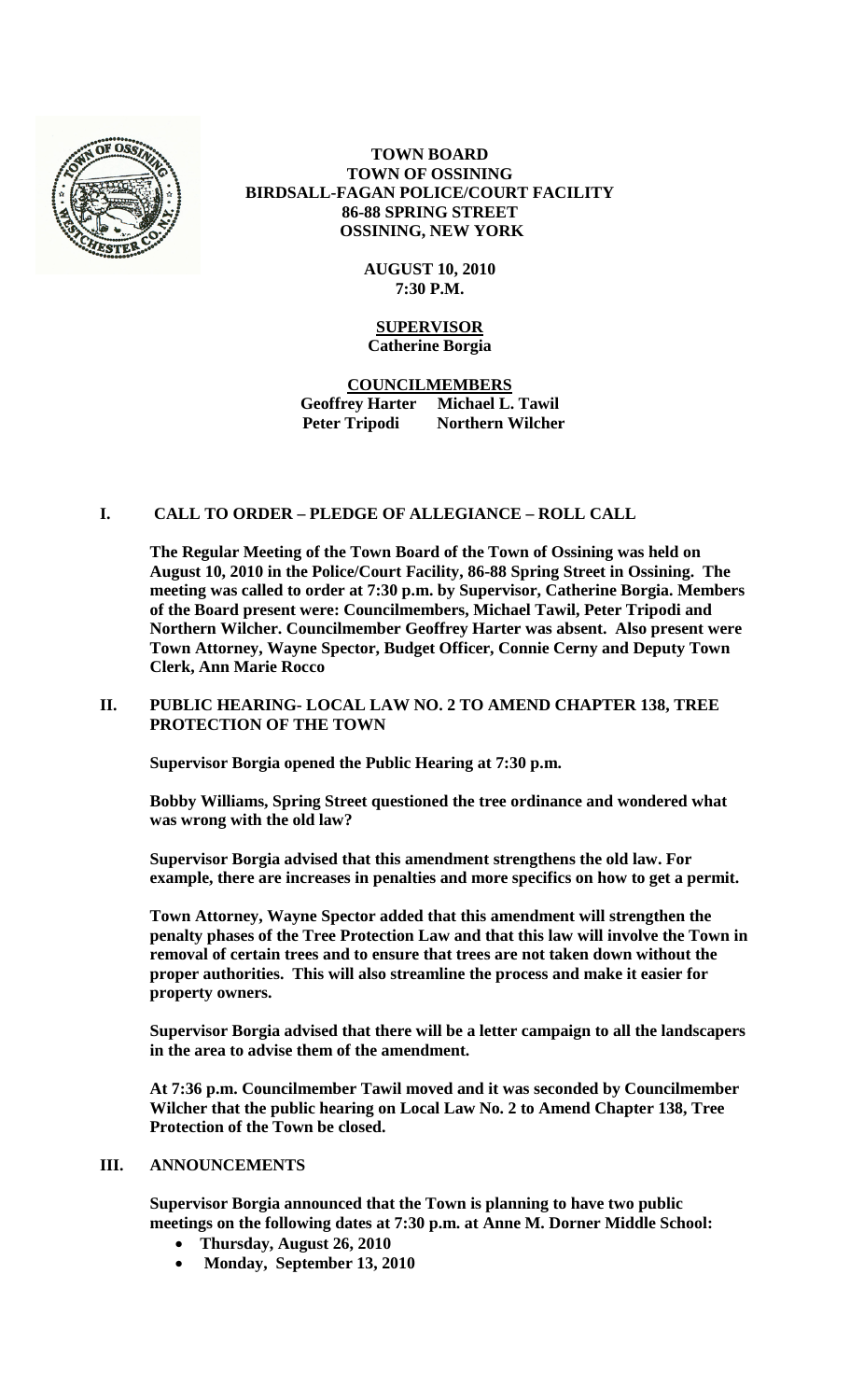**TOWN BOARD**
**TOWN OF OSSINING**
**BIRDSALL-FAGAN POLICE/COURT FACILITY**
**86-88 SPRING STREET**
**OSSINING, NEW YORK**

**AUGUST 10, 2010**
**7:30 P.M.**

**SUPERVISOR**
**Catherine Borgia**

**COUNCILMEMBERS**
**Geoffrey Harter Michael L. Tawil**
**Peter Tripodi Northern Wilcher**

## I. CALL TO ORDER – PLEDGE OF ALLEGIANCE – ROLL CALL

**The Regular Meeting of the Town Board of the Town of Ossining was held on August 10, 2010 in the Police/Court Facility, 86-88 Spring Street in Ossining. The meeting was called to order at 7:30 p.m. by Supervisor, Catherine Borgia. Members of the Board present were: Councilmembers, Michael Tawil, Peter Tripodi and Northern Wilcher. Councilmember Geoffrey Harter was absent. Also present were Town Attorney, Wayne Spector, Budget Officer, Connie Cerny and Deputy Town Clerk, Ann Marie Rocco**

## II. PUBLIC HEARING- LOCAL LAW NO. 2 TO AMEND CHAPTER 138, TREE PROTECTION OF THE TOWN

**Supervisor Borgia opened the Public Hearing at 7:30 p.m.**

**Bobby Williams, Spring Street questioned the tree ordinance and wondered what was wrong with the old law?**

**Supervisor Borgia advised that this amendment strengthens the old law. For example, there are increases in penalties and more specifics on how to get a permit.**

**Town Attorney, Wayne Spector added that this amendment will strengthen the penalty phases of the Tree Protection Law and that this law will involve the Town in removal of certain trees and to ensure that trees are not taken down without the proper authorities. This will also streamline the process and make it easier for property owners.**

**Supervisor Borgia advised that there will be a letter campaign to all the landscapers in the area to advise them of the amendment.**

**At 7:36 p.m. Councilmember Tawil moved and it was seconded by Councilmember Wilcher that the public hearing on Local Law No. 2 to Amend Chapter 138, Tree Protection of the Town be closed.**

## III. ANNOUNCEMENTS

**Supervisor Borgia announced that the Town is planning to have two public meetings on the following dates at 7:30 p.m. at Anne M. Dorner Middle School:**

- **Thursday, August 26, 2010**
- **Monday, September 13, 2010**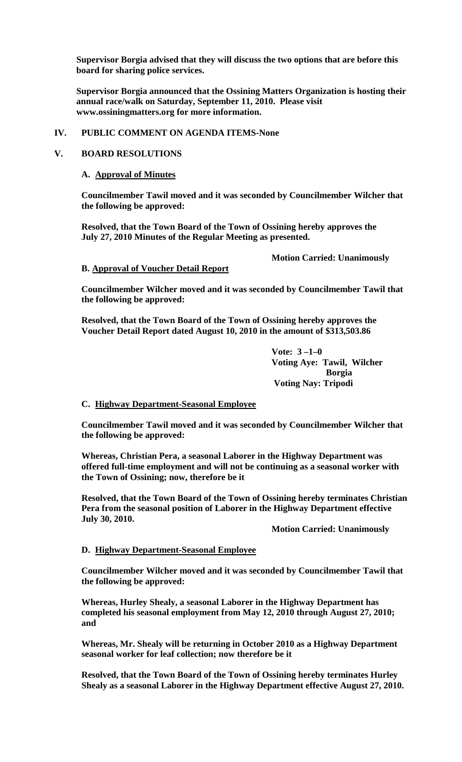**Supervisor Borgia advised that they will discuss the two options that are before this board for sharing police services.**

**Supervisor Borgia announced that the Ossining Matters Organization is hosting their annual race/walk on Saturday, September 11, 2010. Please visit www.ossiningmatters.org for more information.**

## IV. PUBLIC COMMENT ON AGENDA ITEMS-None

## V. BOARD RESOLUTIONS

### A. Approval of Minutes

**Councilmember Tawil moved and it was seconded by Councilmember Wilcher that the following be approved:**

**Resolved, that the Town Board of the Town of Ossining hereby approves the July 27, 2010 Minutes of the Regular Meeting as presented.**

**Motion Carried: Unanimously**

### B. Approval of Voucher Detail Report

**Councilmember Wilcher moved and it was seconded by Councilmember Tawil that the following be approved:**

**Resolved, that the Town Board of the Town of Ossining hereby approves the Voucher Detail Report dated August 10, 2010 in the amount of $313,503.86**

**Vote: 3 –1–0**
**Voting Aye: Tawil, Wilcher Borgia**
**Voting Nay: Tripodi**

### C. Highway Department-Seasonal Employee

**Councilmember Tawil moved and it was seconded by Councilmember Wilcher that the following be approved:**

**Whereas, Christian Pera, a seasonal Laborer in the Highway Department was offered full-time employment and will not be continuing as a seasonal worker with the Town of Ossining; now, therefore be it**

**Resolved, that the Town Board of the Town of Ossining hereby terminates Christian Pera from the seasonal position of Laborer in the Highway Department effective July 30, 2010.**

**Motion Carried: Unanimously**

### D. Highway Department-Seasonal Employee

**Councilmember Wilcher moved and it was seconded by Councilmember Tawil that the following be approved:**

**Whereas, Hurley Shealy, a seasonal Laborer in the Highway Department has completed his seasonal employment from May 12, 2010 through August 27, 2010; and**

**Whereas, Mr. Shealy will be returning in October 2010 as a Highway Department seasonal worker for leaf collection; now therefore be it**

**Resolved, that the Town Board of the Town of Ossining hereby terminates Hurley Shealy as a seasonal Laborer in the Highway Department effective August 27, 2010.**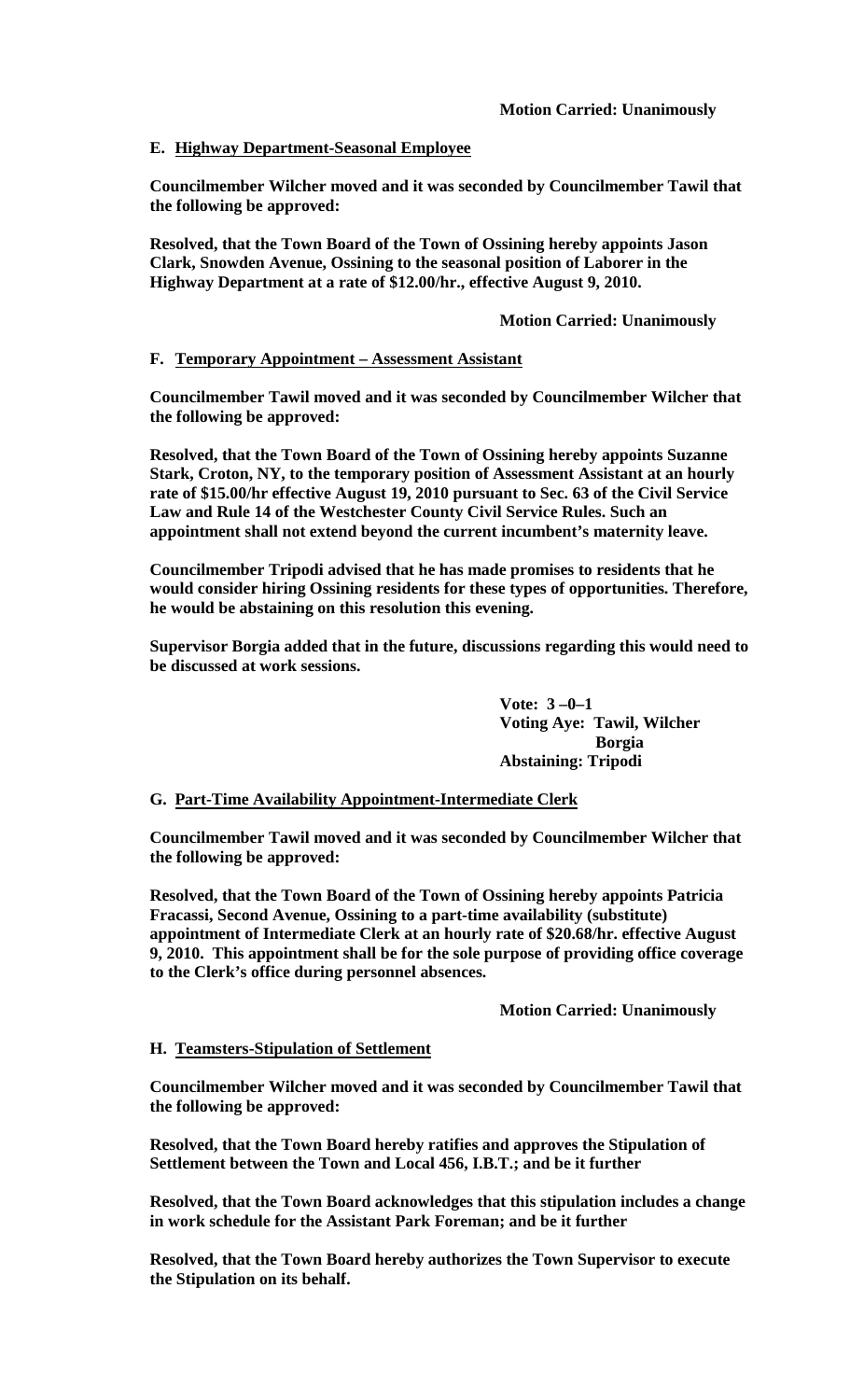**Motion Carried: Unanimously**

**E. <u>Highway Department-Seasonal Employee</u>**

**Councilmember Wilcher moved and it was seconded by Councilmember Tawil that the following be approved:**

**Resolved, that the Town Board of the Town of Ossining hereby appoints Jason Clark, Snowden Avenue, Ossining to the seasonal position of Laborer in the Highway Department at a rate of $12.00/hr., effective August 9, 2010.**

**Motion Carried: Unanimously**

**F. <u>Temporary Appointment – Assessment Assistant</u>**

**Councilmember Tawil moved and it was seconded by Councilmember Wilcher that the following be approved:**

**Resolved, that the Town Board of the Town of Ossining hereby appoints Suzanne Stark, Croton, NY, to the temporary position of Assessment Assistant at an hourly rate of $15.00/hr effective August 19, 2010 pursuant to Sec. 63 of the Civil Service Law and Rule 14 of the Westchester County Civil Service Rules. Such an appointment shall not extend beyond the current incumbent's maternity leave.**

**Councilmember Tripodi advised that he has made promises to residents that he would consider hiring Ossining residents for these types of opportunities. Therefore, he would be abstaining on this resolution this evening.**

**Supervisor Borgia added that in the future, discussions regarding this would need to be discussed at work sessions.**

**Vote: 3 –0–1**
**Voting Aye: Tawil, Wilcher**
**Borgia**
**Abstaining: Tripodi**

**G. <u>Part-Time Availability Appointment-Intermediate Clerk</u>**

**Councilmember Tawil moved and it was seconded by Councilmember Wilcher that the following be approved:**

**Resolved, that the Town Board of the Town of Ossining hereby appoints Patricia Fracassi, Second Avenue, Ossining to a part-time availability (substitute) appointment of Intermediate Clerk at an hourly rate of $20.68/hr. effective August 9, 2010. This appointment shall be for the sole purpose of providing office coverage to the Clerk's office during personnel absences.**

**Motion Carried: Unanimously**

**H. <u>Teamsters-Stipulation of Settlement</u>**

**Councilmember Wilcher moved and it was seconded by Councilmember Tawil that the following be approved:**

**Resolved, that the Town Board hereby ratifies and approves the Stipulation of Settlement between the Town and Local 456, I.B.T.; and be it further**

**Resolved, that the Town Board acknowledges that this stipulation includes a change in work schedule for the Assistant Park Foreman; and be it further**

**Resolved, that the Town Board hereby authorizes the Town Supervisor to execute the Stipulation on its behalf.**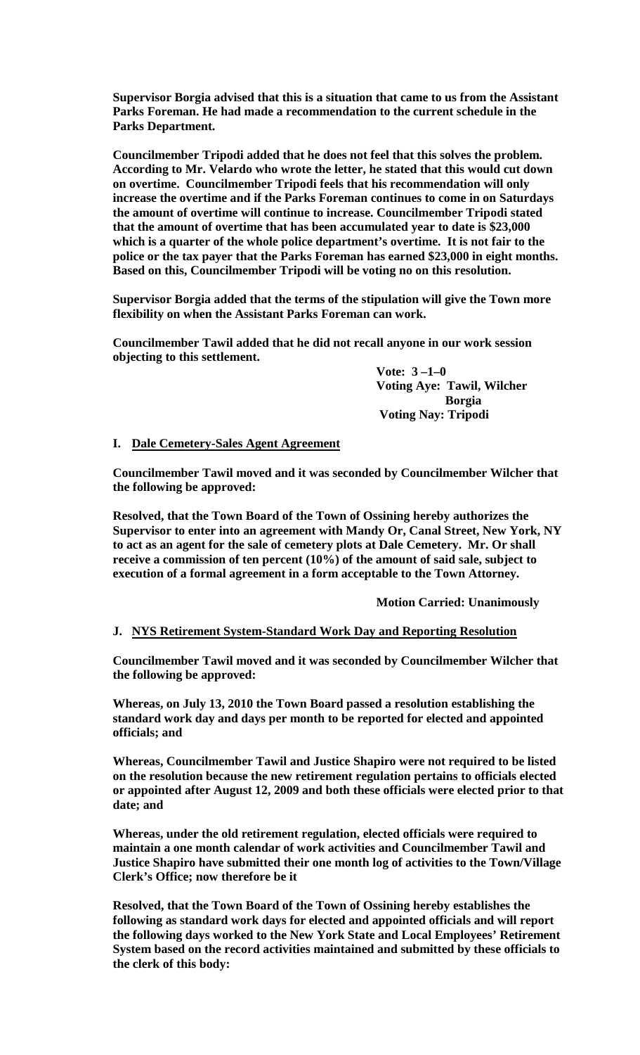**Supervisor Borgia advised that this is a situation that came to us from the Assistant Parks Foreman. He had made a recommendation to the current schedule in the Parks Department.**

**Councilmember Tripodi added that he does not feel that this solves the problem. According to Mr. Velardo who wrote the letter, he stated that this would cut down on overtime. Councilmember Tripodi feels that his recommendation will only increase the overtime and if the Parks Foreman continues to come in on Saturdays the amount of overtime will continue to increase. Councilmember Tripodi stated that the amount of overtime that has been accumulated year to date is $23,000 which is a quarter of the whole police department's overtime. It is not fair to the police or the tax payer that the Parks Foreman has earned $23,000 in eight months. Based on this, Councilmember Tripodi will be voting no on this resolution.**

**Supervisor Borgia added that the terms of the stipulation will give the Town more flexibility on when the Assistant Parks Foreman can work.**

**Councilmember Tawil added that he did not recall anyone in our work session objecting to this settlement.**

**Vote: 3 –1–0**
**Voting Aye: Tawil, Wilcher Borgia**
**Voting Nay: Tripodi**

**I. Dale Cemetery-Sales Agent Agreement**

**Councilmember Tawil moved and it was seconded by Councilmember Wilcher that the following be approved:**

**Resolved, that the Town Board of the Town of Ossining hereby authorizes the Supervisor to enter into an agreement with Mandy Or, Canal Street, New York, NY to act as an agent for the sale of cemetery plots at Dale Cemetery. Mr. Or shall receive a commission of ten percent (10%) of the amount of said sale, subject to execution of a formal agreement in a form acceptable to the Town Attorney.**

**Motion Carried: Unanimously**

**J. NYS Retirement System-Standard Work Day and Reporting Resolution**

**Councilmember Tawil moved and it was seconded by Councilmember Wilcher that the following be approved:**

**Whereas, on July 13, 2010 the Town Board passed a resolution establishing the standard work day and days per month to be reported for elected and appointed officials; and**

**Whereas, Councilmember Tawil and Justice Shapiro were not required to be listed on the resolution because the new retirement regulation pertains to officials elected or appointed after August 12, 2009 and both these officials were elected prior to that date; and**

**Whereas, under the old retirement regulation, elected officials were required to maintain a one month calendar of work activities and Councilmember Tawil and Justice Shapiro have submitted their one month log of activities to the Town/Village Clerk's Office; now therefore be it**

**Resolved, that the Town Board of the Town of Ossining hereby establishes the following as standard work days for elected and appointed officials and will report the following days worked to the New York State and Local Employees' Retirement System based on the record activities maintained and submitted by these officials to the clerk of this body:**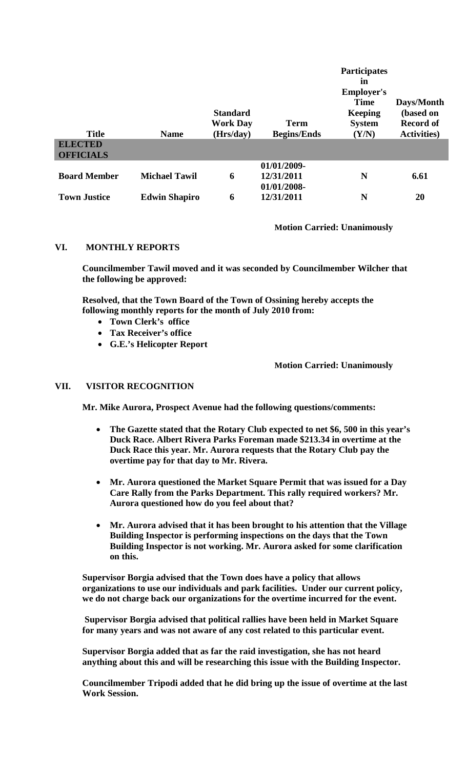| Title | Name | Standard Work Day (Hrs/day) | Term Begins/Ends | Participates in Employer's Time Keeping System (Y/N) | Days/Month (based on Record of Activities) |
|---|---|---|---|---|---|
| **ELECTED OFFICIALS** | | | | | |
| **Board Member** | **Michael Tawil** | **6** | **01/01/2009-12/31/2011** | **N** | **6.61** |
| **Town Justice** | **Edwin Shapiro** | **6** | **01/01/2008-12/31/2011** | **N** | **20** |

**Motion Carried: Unanimously**

## VI. MONTHLY REPORTS

**Councilmember Tawil moved and it was seconded by Councilmember Wilcher that the following be approved:**

**Resolved, that the Town Board of the Town of Ossining hereby accepts the following monthly reports for the month of July 2010 from:**

- **Town Clerk's office**
- **Tax Receiver's office**
- **G.E.'s Helicopter Report**

**Motion Carried: Unanimously**

## VII. VISITOR RECOGNITION

**Mr. Mike Aurora, Prospect Avenue had the following questions/comments:**

- **The Gazette stated that the Rotary Club expected to net $6, 500 in this year's Duck Race. Albert Rivera Parks Foreman made $213.34 in overtime at the Duck Race this year. Mr. Aurora requests that the Rotary Club pay the overtime pay for that day to Mr. Rivera.**
- **Mr. Aurora questioned the Market Square Permit that was issued for a Day Care Rally from the Parks Department. This rally required workers? Mr. Aurora questioned how do you feel about that?**
- **Mr. Aurora advised that it has been brought to his attention that the Village Building Inspector is performing inspections on the days that the Town Building Inspector is not working. Mr. Aurora asked for some clarification on this.**

**Supervisor Borgia advised that the Town does have a policy that allows organizations to use our individuals and park facilities. Under our current policy, we do not charge back our organizations for the overtime incurred for the event.**

**Supervisor Borgia advised that political rallies have been held in Market Square for many years and was not aware of any cost related to this particular event.**

**Supervisor Borgia added that as far the raid investigation, she has not heard anything about this and will be researching this issue with the Building Inspector.**

**Councilmember Tripodi added that he did bring up the issue of overtime at the last Work Session.**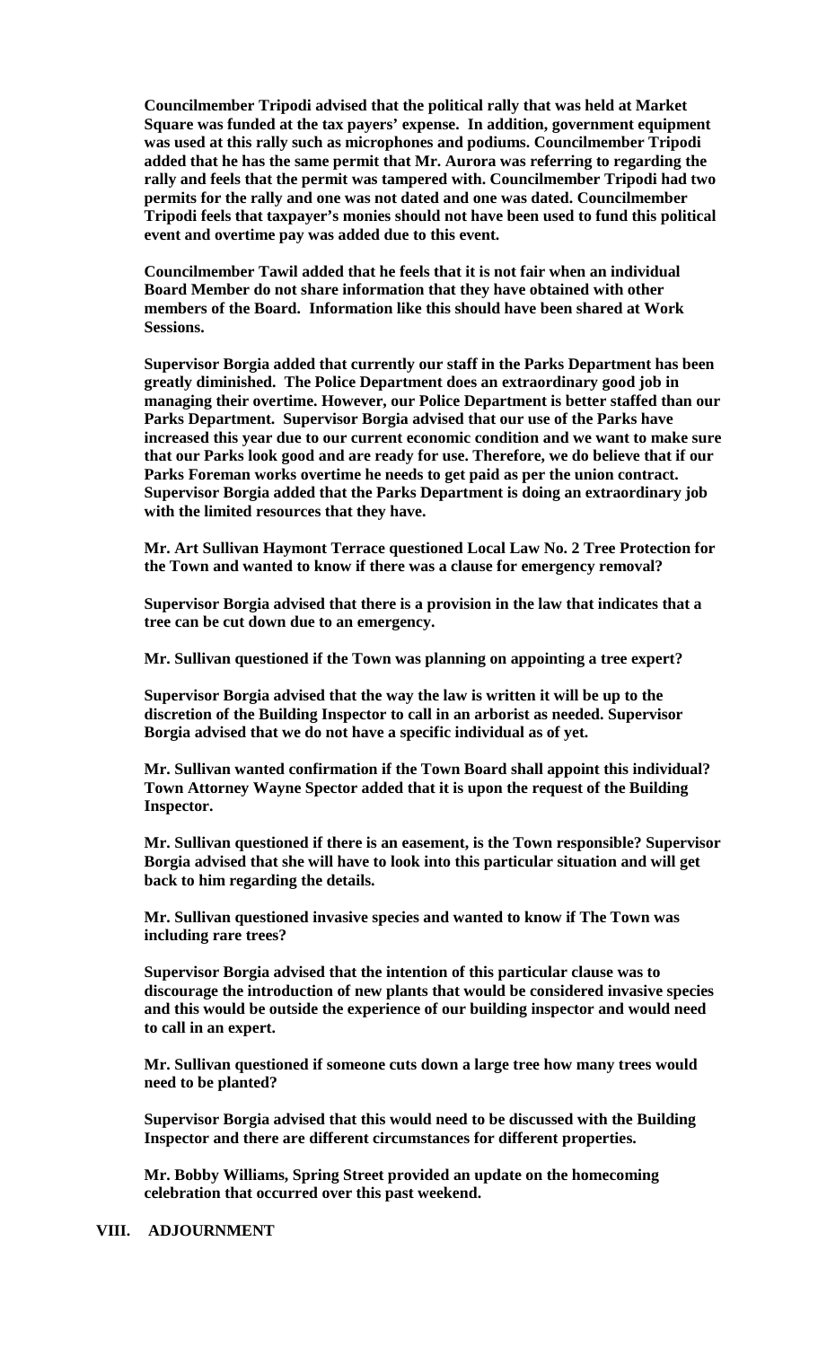**Councilmember Tripodi advised that the political rally that was held at Market Square was funded at the tax payers' expense. In addition, government equipment was used at this rally such as microphones and podiums. Councilmember Tripodi added that he has the same permit that Mr. Aurora was referring to regarding the rally and feels that the permit was tampered with. Councilmember Tripodi had two permits for the rally and one was not dated and one was dated. Councilmember Tripodi feels that taxpayer's monies should not have been used to fund this political event and overtime pay was added due to this event.**

**Councilmember Tawil added that he feels that it is not fair when an individual Board Member do not share information that they have obtained with other members of the Board. Information like this should have been shared at Work Sessions.**

**Supervisor Borgia added that currently our staff in the Parks Department has been greatly diminished. The Police Department does an extraordinary good job in managing their overtime. However, our Police Department is better staffed than our Parks Department. Supervisor Borgia advised that our use of the Parks have increased this year due to our current economic condition and we want to make sure that our Parks look good and are ready for use. Therefore, we do believe that if our Parks Foreman works overtime he needs to get paid as per the union contract. Supervisor Borgia added that the Parks Department is doing an extraordinary job with the limited resources that they have.**

**Mr. Art Sullivan Haymont Terrace questioned Local Law No. 2 Tree Protection for the Town and wanted to know if there was a clause for emergency removal?**

**Supervisor Borgia advised that there is a provision in the law that indicates that a tree can be cut down due to an emergency.**

**Mr. Sullivan questioned if the Town was planning on appointing a tree expert?**

**Supervisor Borgia advised that the way the law is written it will be up to the discretion of the Building Inspector to call in an arborist as needed. Supervisor Borgia advised that we do not have a specific individual as of yet.**

**Mr. Sullivan wanted confirmation if the Town Board shall appoint this individual? Town Attorney Wayne Spector added that it is upon the request of the Building Inspector.**

**Mr. Sullivan questioned if there is an easement, is the Town responsible? Supervisor Borgia advised that she will have to look into this particular situation and will get back to him regarding the details.**

**Mr. Sullivan questioned invasive species and wanted to know if The Town was including rare trees?**

**Supervisor Borgia advised that the intention of this particular clause was to discourage the introduction of new plants that would be considered invasive species and this would be outside the experience of our building inspector and would need to call in an expert.**

**Mr. Sullivan questioned if someone cuts down a large tree how many trees would need to be planted?**

**Supervisor Borgia advised that this would need to be discussed with the Building Inspector and there are different circumstances for different properties.**

**Mr. Bobby Williams, Spring Street provided an update on the homecoming celebration that occurred over this past weekend.**

## VIII. ADJOURNMENT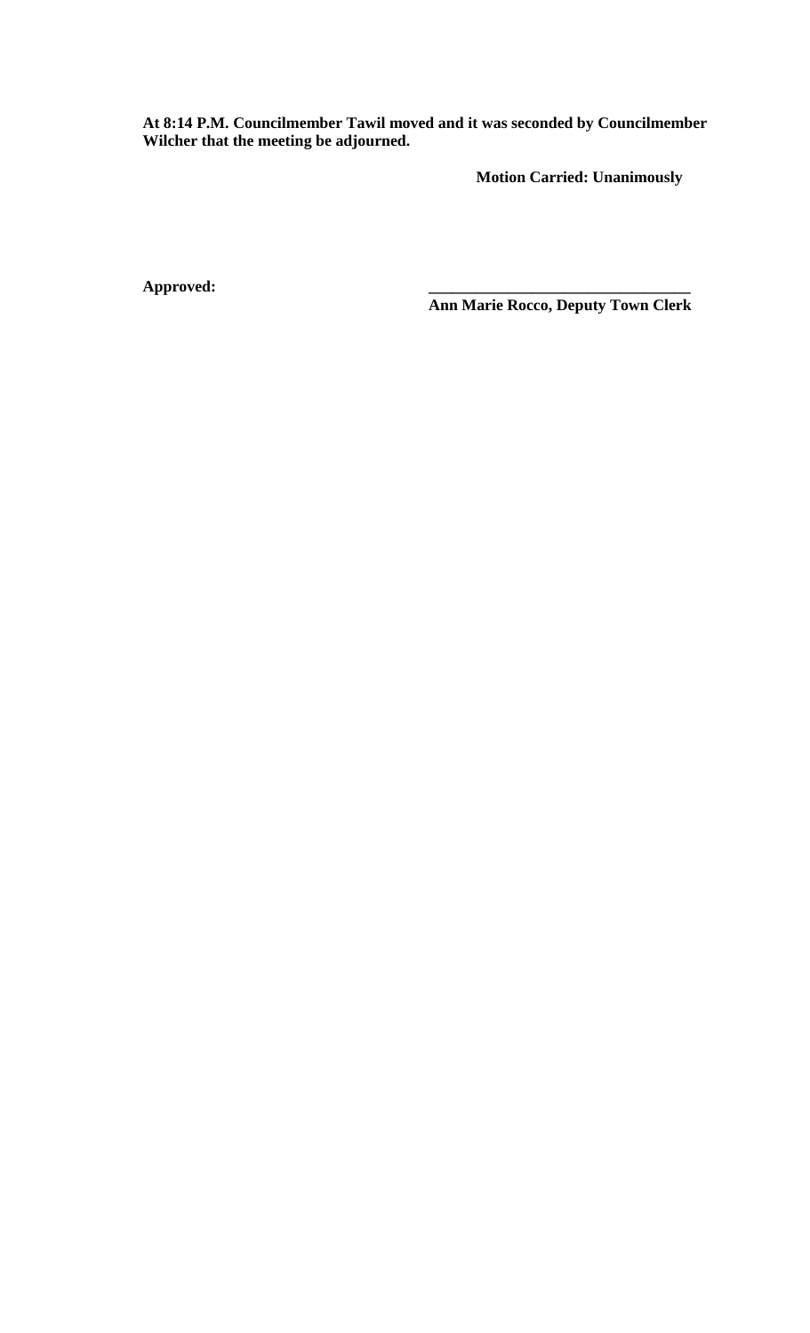**At 8:14 P.M. Councilmember Tawil moved and it was seconded by Councilmember Wilcher that the meeting be adjourned.**

**Motion Carried: Unanimously**

**Approved:** \_\_\_\_\_\_\_\_\_\_\_\_\_\_\_\_\_\_\_\_\_\_\_\_\_\_\_\_\_\_\_\_

**Ann Marie Rocco, Deputy Town Clerk**